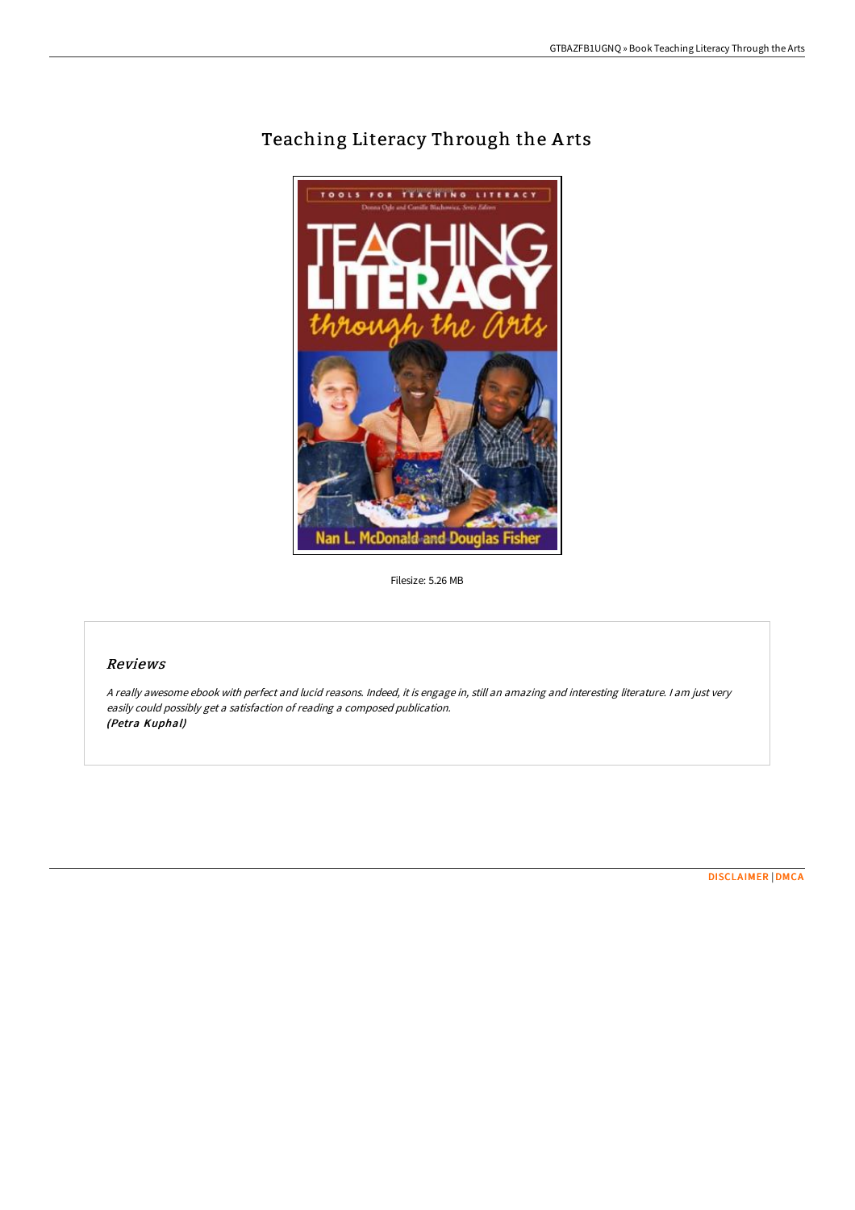# Teaching Literacy Through the Arts

Filesize: 5.26 MB

## *Reviews*

*A really awesome ebook with perfect and lucid reasons. Indeed, it is engage in, still an amazing and interesting literature. I am just very easily could possibly get a satisfaction of reading a composed publication.*
***(Petra Kuphal)***

DISCLAIMER | DMCA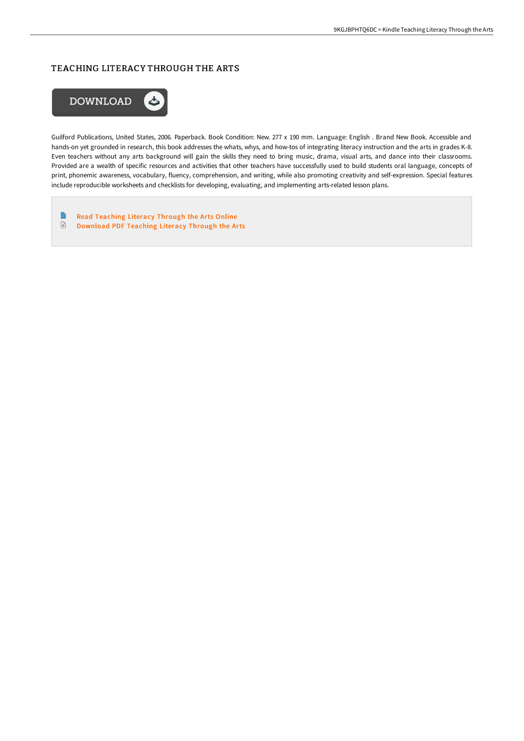# TEACHING LITERACY THROUGH THE ARTS

DOWNLOAD

Guilford Publications, United States, 2006. Paperback. Book Condition: New. 277 x 190 mm. Language: English . Brand New Book. Accessible and hands-on yet grounded in research, this book addresses the whats, whys, and how-tos of integrating literacy instruction and the arts in grades K-8. Even teachers without any arts background will gain the skills they need to bring music, drama, visual arts, and dance into their classrooms. Provided are a wealth of specific resources and activities that other teachers have successfully used to build students oral language, concepts of print, phonemic awareness, vocabulary, fluency, comprehension, and writing, while also promoting creativity and self-expression. Special features include reproducible worksheets and checklists for developing, evaluating, and implementing arts-related lesson plans.

- Read Teaching Literacy Through the Arts Online
- Download PDF Teaching Literacy Through the Arts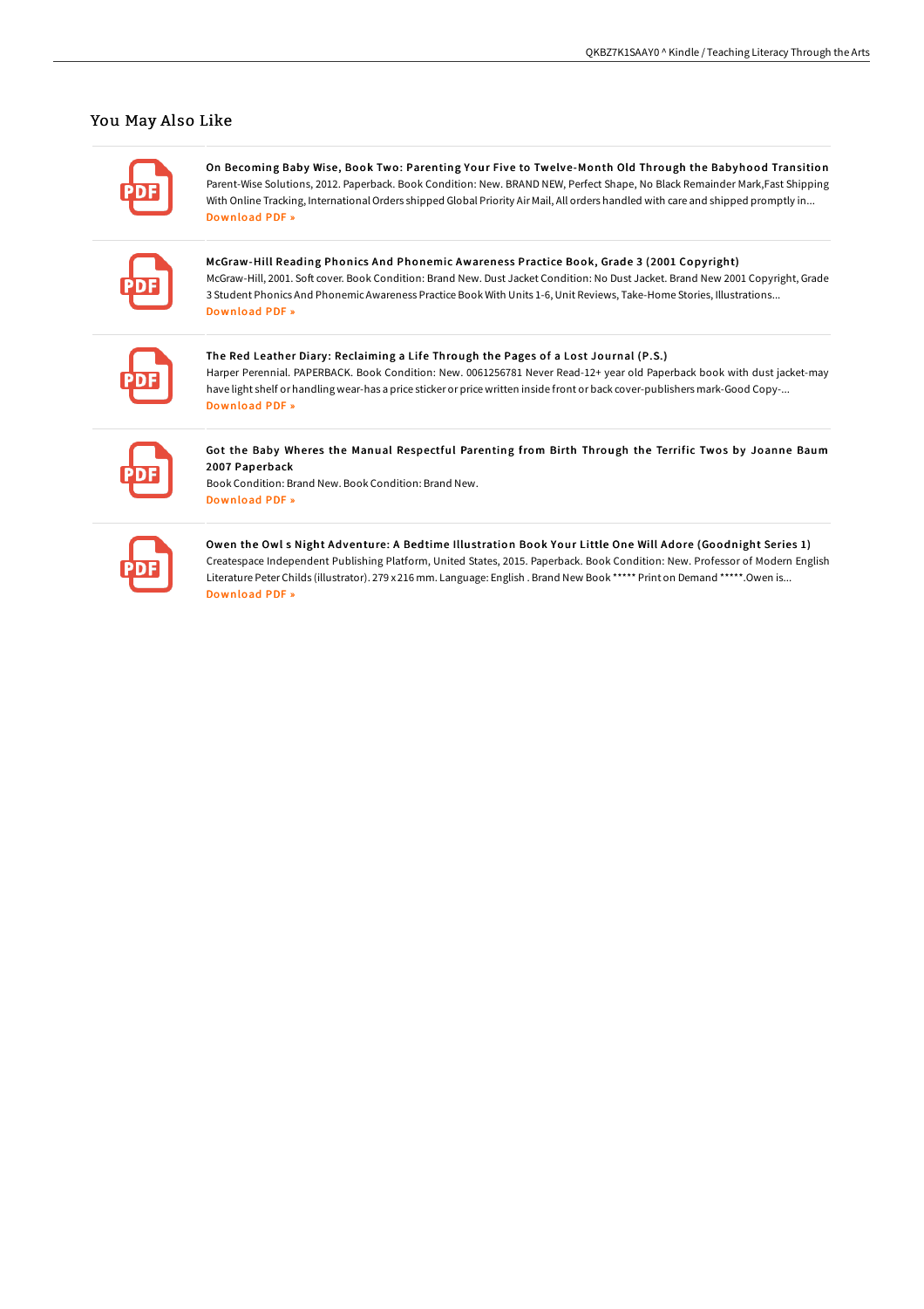## You May Also Like

**On Becoming Baby Wise, Book Two: Parenting Your Five to Twelve-Month Old Through the Babyhood Transition**
Parent-Wise Solutions, 2012. Paperback. Book Condition: New. BRAND NEW, Perfect Shape, No Black Remainder Mark,Fast Shipping With Online Tracking, International Orders shipped Global Priority Air Mail, All orders handled with care and shipped promptly in...
Download PDF »

**McGraw-Hill Reading Phonics And Phonemic Awareness Practice Book, Grade 3 (2001 Copyright)**
McGraw-Hill, 2001. Soft cover. Book Condition: Brand New. Dust Jacket Condition: No Dust Jacket. Brand New 2001 Copyright, Grade 3 Student Phonics And Phonemic Awareness Practice Book With Units 1-6, Unit Reviews, Take-Home Stories, Illustrations...
Download PDF »

**The Red Leather Diary: Reclaiming a Life Through the Pages of a Lost Journal (P.S.)**
Harper Perennial. PAPERBACK. Book Condition: New. 0061256781 Never Read-12+ year old Paperback book with dust jacket-may have light shelf or handling wear-has a price sticker or price written inside front or back cover-publishers mark-Good Copy-...
Download PDF »

**Got the Baby Wheres the Manual Respectful Parenting from Birth Through the Terrific Twos by Joanne Baum 2007 Paperback**
Book Condition: Brand New. Book Condition: Brand New.
Download PDF »

**Owen the Owl s Night Adventure: A Bedtime Illustration Book Your Little One Will Adore (Goodnight Series 1)**
Createspace Independent Publishing Platform, United States, 2015. Paperback. Book Condition: New. Professor of Modern English Literature Peter Childs (illustrator). 279 x 216 mm. Language: English . Brand New Book ***** Print on Demand *****.Owen is...
Download PDF »